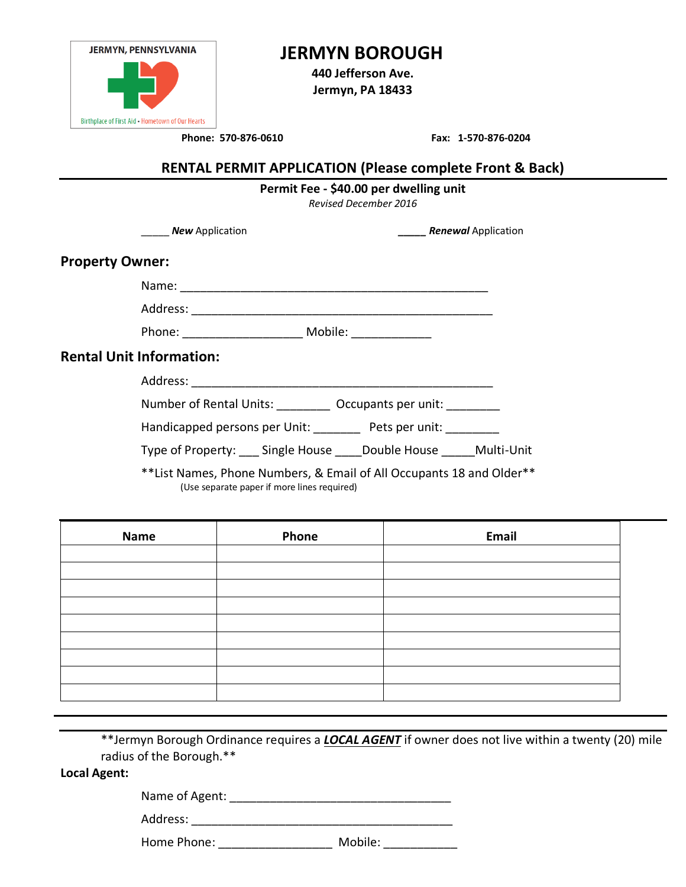JERMYN, PENNSYLVANIA

Birthplace of First Aid • Hometown of Our Hearts

# JERMYN BOROUGH

**440 Jefferson Ave.**
**Jermyn, PA 18433**

**Phone: 570-876-0610** **Fax: 1-570-876-0204**

## RENTAL PERMIT APPLICATION (Please complete Front & Back)

**Permit Fee - $40.00 per dwelling unit**

*Revised December 2016*

_____ ***New*** Application _____ ***Renewal*** Application

## Property Owner:

Name: _______________________________________________

Address: _______________________________________________

Phone: __________________ Mobile: ____________

## Rental Unit Information:

Address: _______________________________________________

Number of Rental Units: ________ Occupants per unit: ________

Handicapped persons per Unit: _______ Pets per unit: ________

Type of Property: ___ Single House ____Double House _____Multi-Unit

**List Names, Phone Numbers, & Email of All Occupants 18 and Older**

(Use separate paper if more lines required)

| Name | Phone | Email |
|---|---|---|
| | | |
| | | |
| | | |
| | | |
| | | |
| | | |
| | | |
| | | |
| | | |

**Jermyn Borough Ordinance requires a ***LOCAL AGENT*** if owner does not live within a twenty (20) mile radius of the Borough.**

**Local Agent:**

Name of Agent: _________________________________

Address: ________________________________________

Home Phone: _________________ Mobile: ___________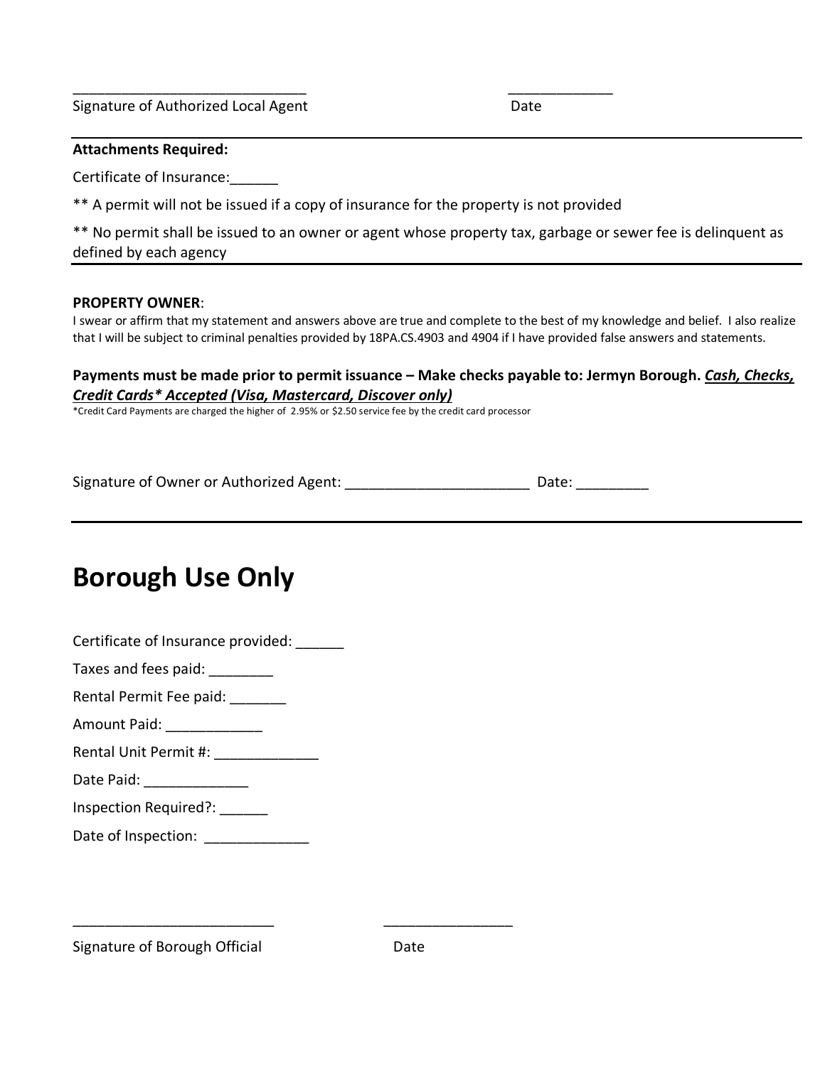_____________________________ _____________

Signature of Authorized Local Agent Date

---

**Attachments Required:**

Certificate of Insurance:______

** A permit will not be issued if a copy of insurance for the property is not provided

** No permit shall be issued to an owner or agent whose property tax, garbage or sewer fee is delinquent as defined by each agency

---

**PROPERTY OWNER**:

I swear or affirm that my statement and answers above are true and complete to the best of my knowledge and belief. I also realize that I will be subject to criminal penalties provided by 18PA.CS.4903 and 4904 if I have provided false answers and statements.

**Payments must be made prior to permit issuance – Make checks payable to: Jermyn Borough.** ***Cash, Checks, Credit Cards* Accepted (Visa, Mastercard, Discover only)***

*Credit Card Payments are charged the higher of 2.95% or $2.50 service fee by the credit card processor

Signature of Owner or Authorized Agent: _______________________ Date: _________

---

# Borough Use Only

Certificate of Insurance provided: ______

Taxes and fees paid: ________

Rental Permit Fee paid: _______

Amount Paid: ____________

Rental Unit Permit #: _____________

Date Paid: _____________

Inspection Required?: ______

Date of Inspection: _____________

_________________________ ________________

Signature of Borough Official Date